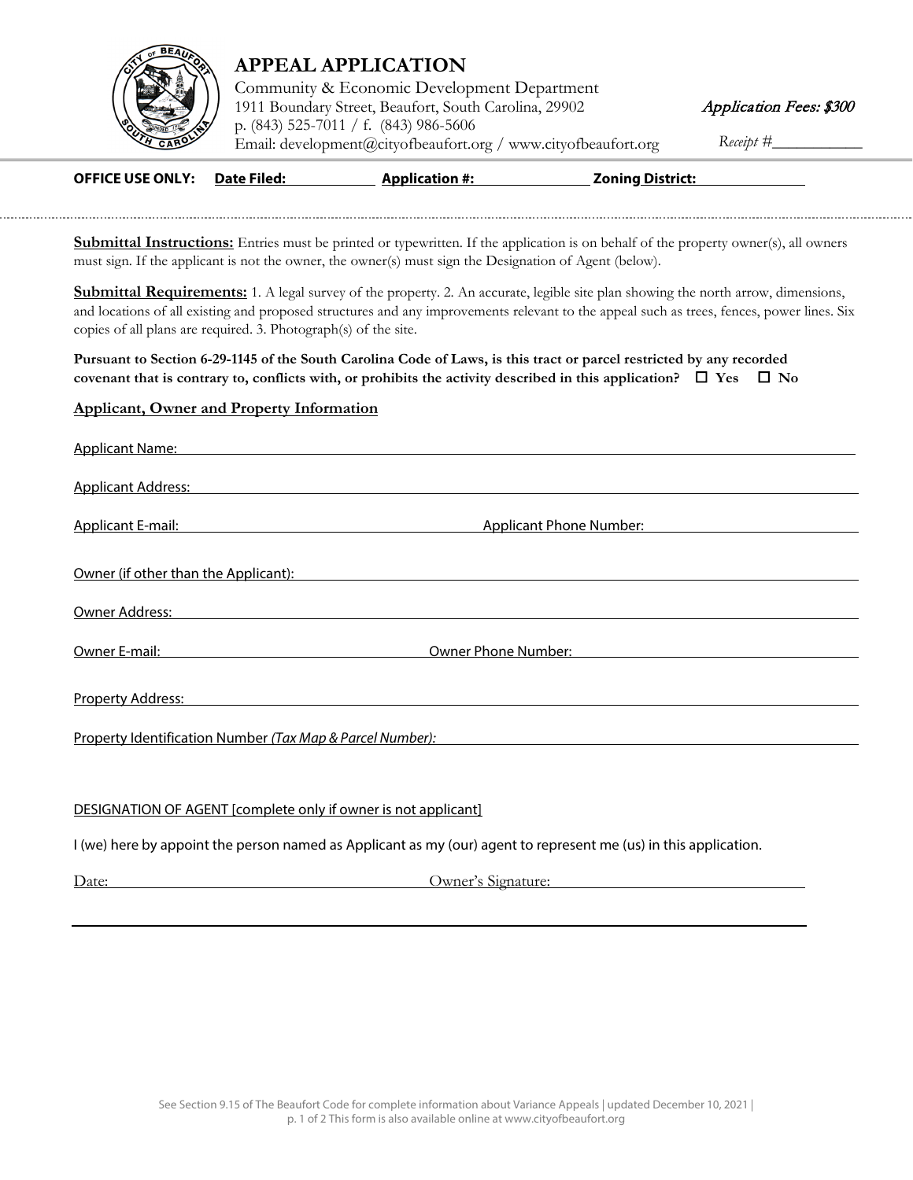# APPEAL APPLICATION

Community & Economic Development Department
1911 Boundary Street, Beaufort, South Carolina, 29902
p. (843) 525-7011 / f. (843) 986-5606
Email: development@cityofbeaufort.org / www.cityofbeaufort.org

*Application Fees: $300*

*Receipt #*___________

**OFFICE USE ONLY:** **Date Filed:** ____________ **Application #:** ______________ **Zoning District:** ______________

**Submittal Instructions:** Entries must be printed or typewritten. If the application is on behalf of the property owner(s), all owners must sign. If the applicant is not the owner, the owner(s) must sign the Designation of Agent (below).

**Submittal Requirements:** 1. A legal survey of the property. 2. An accurate, legible site plan showing the north arrow, dimensions, and locations of all existing and proposed structures and any improvements relevant to the appeal such as trees, fences, power lines. Six copies of all plans are required. 3. Photograph(s) of the site.

**Pursuant to Section 6-29-1145 of the South Carolina Code of Laws, is this tract or parcel restricted by any recorded covenant that is contrary to, conflicts with, or prohibits the activity described in this application? ☐ Yes ☐ No**

## Applicant, Owner and Property Information

Applicant Name: ____________________________________________

Applicant Address: ____________________________________________

Applicant E-mail: ______________________ Applicant Phone Number: ______________________

Owner (if other than the Applicant): ____________________________________________

Owner Address: ____________________________________________

Owner E-mail: ______________________ Owner Phone Number: ______________________

Property Address: ____________________________________________

Property Identification Number *(Tax Map & Parcel Number):* ______________________

DESIGNATION OF AGENT [complete only if owner is not applicant]

I (we) here by appoint the person named as Applicant as my (our) agent to represent me (us) in this application.

Date: ______________________ Owner's Signature: ______________________

See Section 9.15 of The Beaufort Code for complete information about Variance Appeals | updated December 10, 2021 | This form is also available online at www.cityofbeaufort.org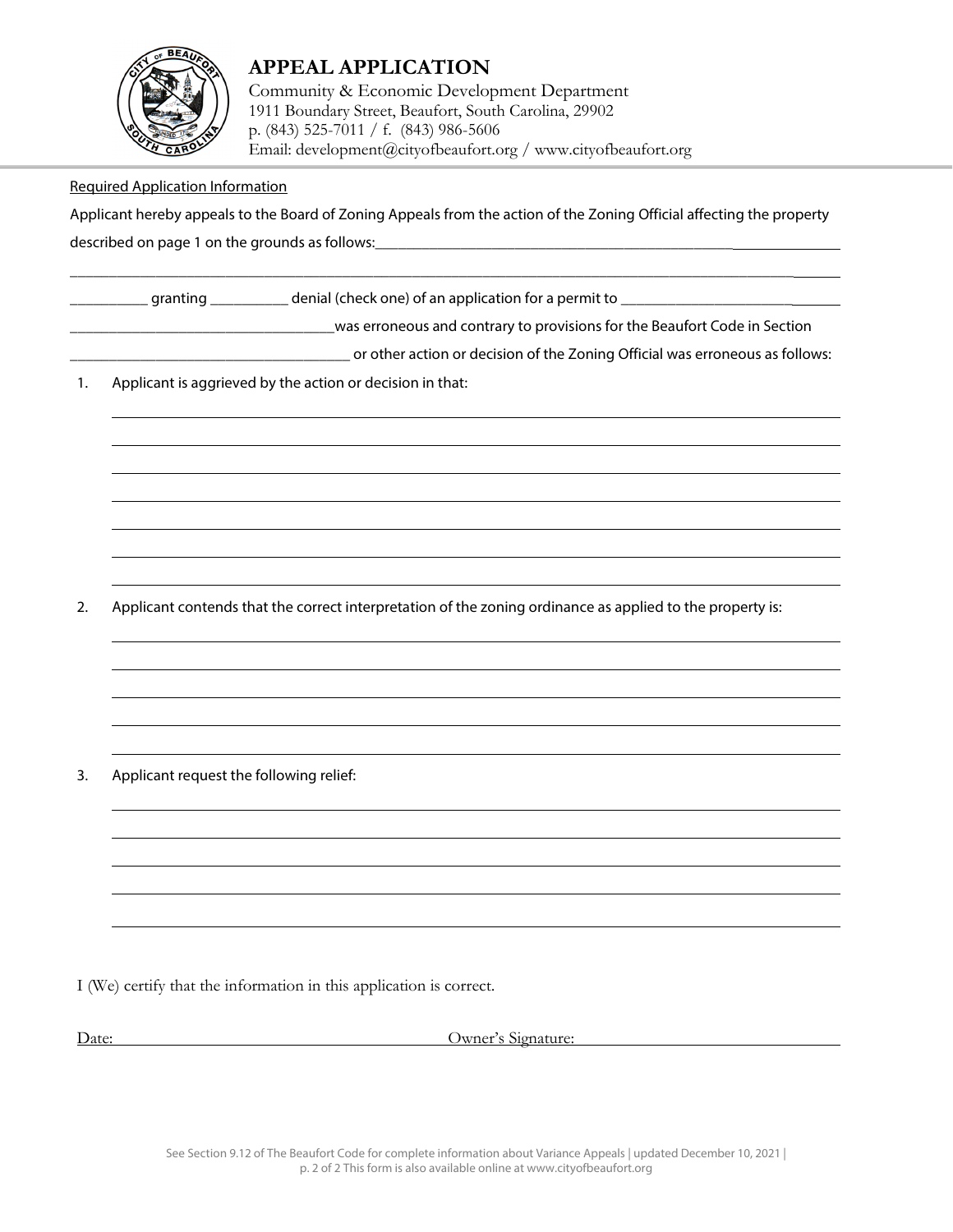# APEAL APPLICATION

Community & Economic Development Department
1911 Boundary Street, Beaufort, South Carolina, 29902
p. (843) 525-7011 / f. (843) 986-5606
Email: development@cityofbeaufort.org / www.cityofbeaufort.org

Required Application Information

Applicant hereby appeals to the Board of Zoning Appeals from the action of the Zoning Official affecting the property described on page 1 on the grounds as follows:______________________________________________

_____________________________________________________________________________________________

__________ granting __________ denial (check one) of an application for a permit to ______________________

__________________________________was erroneous and contrary to provisions for the Beaufort Code in Section

____________________________________ or other action or decision of the Zoning Official was erroneous as follows:

1. Applicant is aggrieved by the action or decision in that:

_____________________________________________________________________________________________
_____________________________________________________________________________________________
_____________________________________________________________________________________________
_____________________________________________________________________________________________
_____________________________________________________________________________________________
_____________________________________________________________________________________________
_____________________________________________________________________________________________

2. Applicant contends that the correct interpretation of the zoning ordinance as applied to the property is:

_____________________________________________________________________________________________
_____________________________________________________________________________________________
_____________________________________________________________________________________________
_____________________________________________________________________________________________
_____________________________________________________________________________________________

3. Applicant request the following relief:

_____________________________________________________________________________________________
_____________________________________________________________________________________________
_____________________________________________________________________________________________
_____________________________________________________________________________________________
_____________________________________________________________________________________________

I (We) certify that the information in this application is correct.

Date: ______________________________ Owner's Signature: ______________________________

See Section 9.12 of The Beaufort Code for complete information about Variance Appeals | updated December 10, 2021 | This form is also available online at www.cityofbeaufort.org